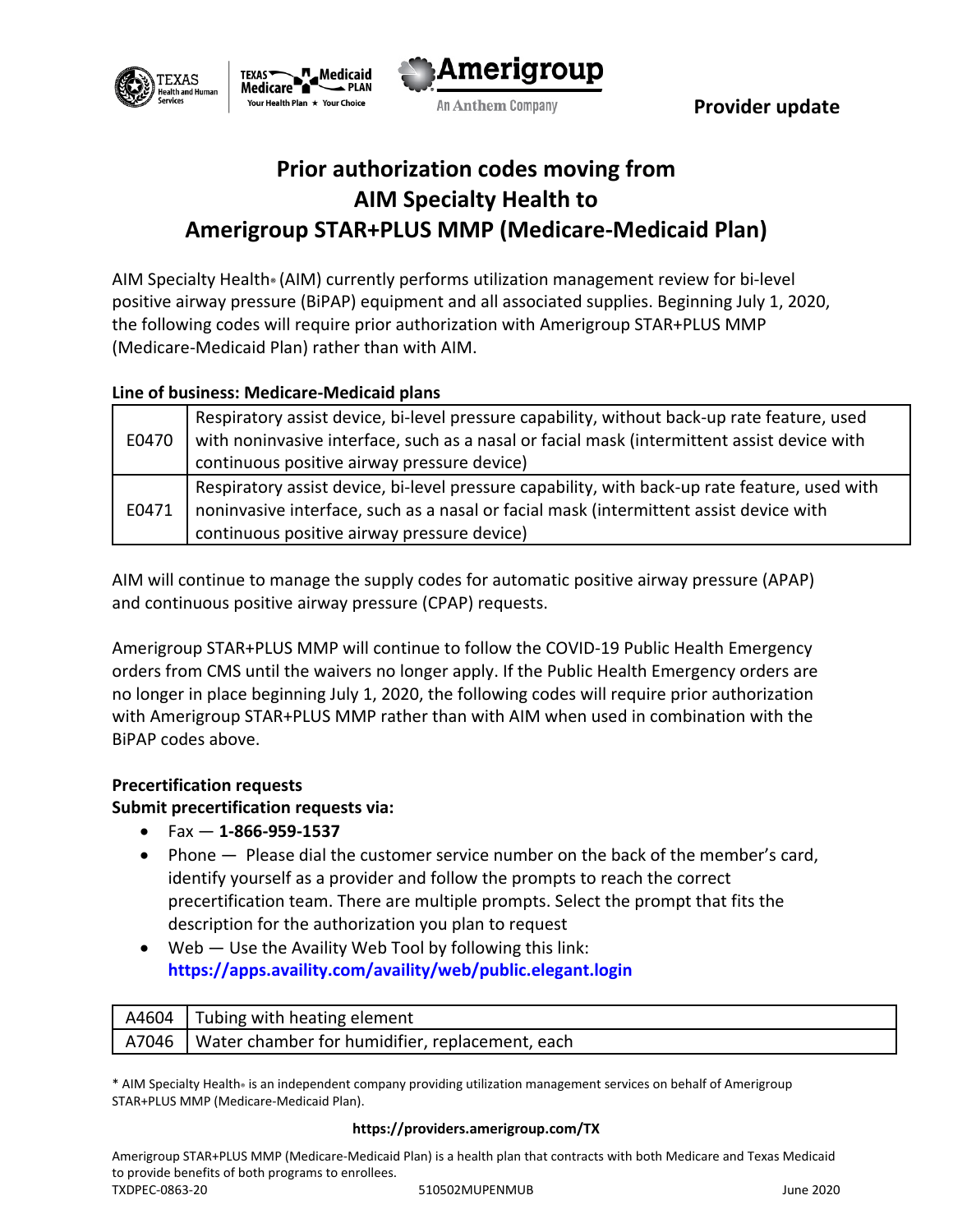Provider update

# Prior authorization codes moving from AIM Specialty Health to Amerigroup STAR+PLUS MMP (Medicare-Medicaid Plan)

AIM Specialty Health® (AIM) currently performs utilization management review for bi-level positive airway pressure (BiPAP) equipment and all associated supplies. Beginning July 1, 2020, the following codes will require prior authorization with Amerigroup STAR+PLUS MMP (Medicare-Medicaid Plan) rather than with AIM.

**Line of business: Medicare-Medicaid plans**

| | |
|---|---|
| E0470 | Respiratory assist device, bi-level pressure capability, without back-up rate feature, used with noninvasive interface, such as a nasal or facial mask (intermittent assist device with continuous positive airway pressure device) |
| E0471 | Respiratory assist device, bi-level pressure capability, with back-up rate feature, used with noninvasive interface, such as a nasal or facial mask (intermittent assist device with continuous positive airway pressure device) |

AIM will continue to manage the supply codes for automatic positive airway pressure (APAP) and continuous positive airway pressure (CPAP) requests.

Amerigroup STAR+PLUS MMP will continue to follow the COVID-19 Public Health Emergency orders from CMS until the waivers no longer apply. If the Public Health Emergency orders are no longer in place beginning July 1, 2020, the following codes will require prior authorization with Amerigroup STAR+PLUS MMP rather than with AIM when used in combination with the BiPAP codes above.

**Precertification requests**
**Submit precertification requests via:**

- Fax — **1-866-959-1537**
- Phone — Please dial the customer service number on the back of the member's card, identify yourself as a provider and follow the prompts to reach the correct precertification team. There are multiple prompts. Select the prompt that fits the description for the authorization you plan to request
- Web — Use the Availity Web Tool by following this link: **https://apps.availity.com/availity/web/public.elegant.login**

| | |
|---|---|
| A4604 | Tubing with heating element |
| A7046 | Water chamber for humidifier, replacement, each |

\* AIM Specialty Health® is an independent company providing utilization management services on behalf of Amerigroup STAR+PLUS MMP (Medicare-Medicaid Plan).

**https://providers.amerigroup.com/TX**

Amerigroup STAR+PLUS MMP (Medicare-Medicaid Plan) is a health plan that contracts with both Medicare and Texas Medicaid to provide benefits of both programs to enrollees.
TXDPEC-0863-20 510502MUPENMUB June 2020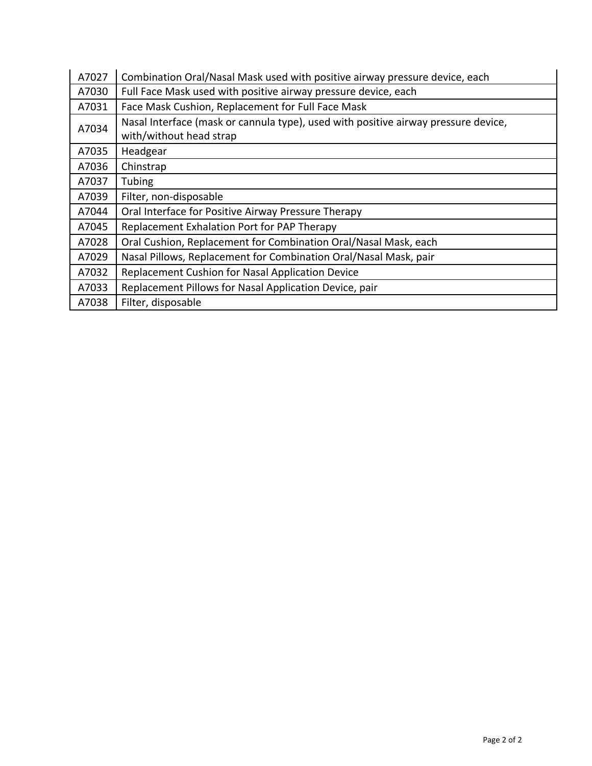| | |
|---|---|
| A7027 | Combination Oral/Nasal Mask used with positive airway pressure device, each |
| A7030 | Full Face Mask used with positive airway pressure device, each |
| A7031 | Face Mask Cushion, Replacement for Full Face Mask |
| A7034 | Nasal Interface (mask or cannula type), used with positive airway pressure device, with/without head strap |
| A7035 | Headgear |
| A7036 | Chinstrap |
| A7037 | Tubing |
| A7039 | Filter, non-disposable |
| A7044 | Oral Interface for Positive Airway Pressure Therapy |
| A7045 | Replacement Exhalation Port for PAP Therapy |
| A7028 | Oral Cushion, Replacement for Combination Oral/Nasal Mask, each |
| A7029 | Nasal Pillows, Replacement for Combination Oral/Nasal Mask, pair |
| A7032 | Replacement Cushion for Nasal Application Device |
| A7033 | Replacement Pillows for Nasal Application Device, pair |
| A7038 | Filter, disposable |